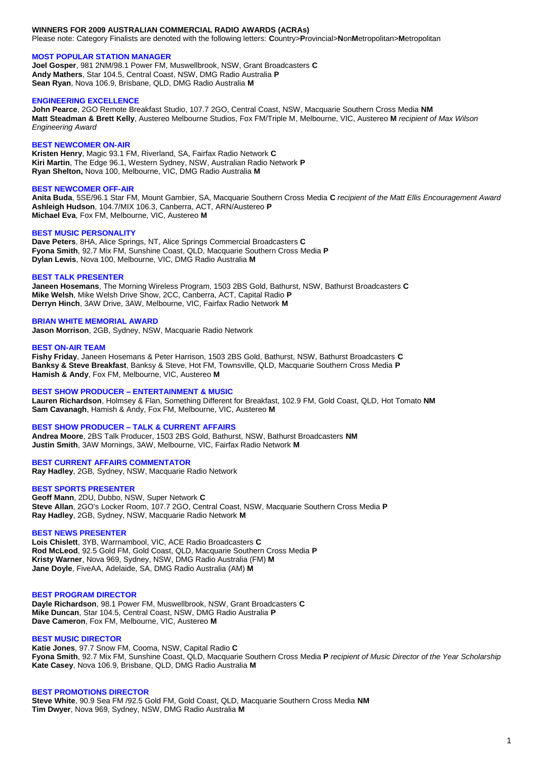**WINNERS FOR 2009 AUSTRALIAN COMMERCIAL RADIO AWARDS (ACRAs)**

Please note: Category Finalists are denoted with the following letters: **C**ountry>**P**rovincial>**N**on**M**etropolitan>**M**etropolitan

## MOST POPULAR STATION MANAGER

**Joel Gosper**, 981 2NM/98.1 Power FM, Muswellbrook, NSW, Grant Broadcasters **C**
**Andy Mathers**, Star 104.5, Central Coast, NSW, DMG Radio Australia **P**
**Sean Ryan**, Nova 106.9, Brisbane, QLD, DMG Radio Australia **M**

## ENGINEERING EXCELLENCE

**John Pearce**, 2GO Remote Breakfast Studio, 107.7 2GO, Central Coast, NSW, Macquarie Southern Cross Media **NM**
**Matt Steadman & Brett Kelly**, Austereo Melbourne Studios, Fox FM/Triple M, Melbourne, VIC, Austereo **M** *recipient of Max Wilson Engineering Award*

## BEST NEWCOMER ON-AIR

**Kristen Henry**, Magic 93.1 FM, Riverland, SA, Fairfax Radio Network **C**
**Kiri Martin**, The Edge 96.1, Western Sydney, NSW, Australian Radio Network **P**
**Ryan Shelton,** Nova 100, Melbourne, VIC, DMG Radio Australia **M**

## BEST NEWCOMER OFF-AIR

**Anita Buda**, 5SE/96.1 Star FM, Mount Gambier, SA, Macquarie Southern Cross Media **C** *recipient of the Matt Ellis Encouragement Award*
**Ashleigh Hudson**, 104.7/MIX 106.3, Canberra, ACT, ARN/Austereo **P**
**Michael Eva**, Fox FM, Melbourne, VIC, Austereo **M**

## BEST MUSIC PERSONALITY

**Dave Peters**, 8HA, Alice Springs, NT, Alice Springs Commercial Broadcasters **C**
**Fyona Smith**, 92.7 Mix FM, Sunshine Coast, QLD, Macquarie Southern Cross Media **P**
**Dylan Lewis**, Nova 100, Melbourne, VIC, DMG Radio Australia **M**

## BEST TALK PRESENTER

**Janeen Hosemans**, The Morning Wireless Program, 1503 2BS Gold, Bathurst, NSW, Bathurst Broadcasters **C**
**Mike Welsh**, Mike Welsh Drive Show, 2CC, Canberra, ACT, Capital Radio **P**
**Derryn Hinch**, 3AW Drive, 3AW, Melbourne, VIC, Fairfax Radio Network **M**

## BRIAN WHITE MEMORIAL AWARD

**Jason Morrison**, 2GB, Sydney, NSW, Macquarie Radio Network

## BEST ON-AIR TEAM

**Fishy Friday**, Janeen Hosemans & Peter Harrison, 1503 2BS Gold, Bathurst, NSW, Bathurst Broadcasters **C**
**Banksy & Steve Breakfast**, Banksy & Steve, Hot FM, Townsville, QLD, Macquarie Southern Cross Media **P**
**Hamish & Andy**, Fox FM, Melbourne, VIC, Austereo **M**

## BEST SHOW PRODUCER – ENTERTAINMENT & MUSIC

**Lauren Richardson**, Holmsey & Flan, Something Different for Breakfast, 102.9 FM, Gold Coast, QLD, Hot Tomato **NM**
**Sam Cavanagh**, Hamish & Andy, Fox FM, Melbourne, VIC, Austereo **M**

## BEST SHOW PRODUCER – TALK & CURRENT AFFAIRS

**Andrea Moore**, 2BS Talk Producer, 1503 2BS Gold, Bathurst, NSW, Bathurst Broadcasters **NM**
**Justin Smith**, 3AW Mornings, 3AW, Melbourne, VIC, Fairfax Radio Network **M**

## BEST CURRENT AFFAIRS COMMENTATOR

**Ray Hadley**, 2GB, Sydney, NSW, Macquarie Radio Network

## BEST SPORTS PRESENTER

**Geoff Mann**, 2DU, Dubbo, NSW, Super Network **C**
**Steve Allan**, 2GO's Locker Room, 107.7 2GO, Central Coast, NSW, Macquarie Southern Cross Media **P**
**Ray Hadley**, 2GB, Sydney, NSW, Macquarie Radio Network **M**

## BEST NEWS PRESENTER

**Lois Chislett**, 3YB, Warrnambool, VIC, ACE Radio Broadcasters **C**
**Rod McLeod**, 92.5 Gold FM, Gold Coast, QLD, Macquarie Southern Cross Media **P**
**Kristy Warner**, Nova 969, Sydney, NSW, DMG Radio Australia (FM) **M**
**Jane Doyle**, FiveAA, Adelaide, SA, DMG Radio Australia (AM) **M**

## BEST PROGRAM DIRECTOR

**Dayle Richardson**, 98.1 Power FM, Muswellbrook, NSW, Grant Broadcasters **C**
**Mike Duncan**, Star 104.5, Central Coast, NSW, DMG Radio Australia **P**
**Dave Cameron**, Fox FM, Melbourne, VIC, Austereo **M**

## BEST MUSIC DIRECTOR

**Katie Jones**, 97.7 Snow FM, Cooma, NSW, Capital Radio **C**
**Fyona Smith**, 92.7 Mix FM, Sunshine Coast, QLD, Macquarie Southern Cross Media **P** *recipient of Music Director of the Year Scholarship*
**Kate Casey**, Nova 106.9, Brisbane, QLD, DMG Radio Australia **M**

## BEST PROMOTIONS DIRECTOR

**Steve White**, 90.9 Sea FM /92.5 Gold FM, Gold Coast, QLD, Macquarie Southern Cross Media **NM**
**Tim Dwyer**, Nova 969, Sydney, NSW, DMG Radio Australia **M**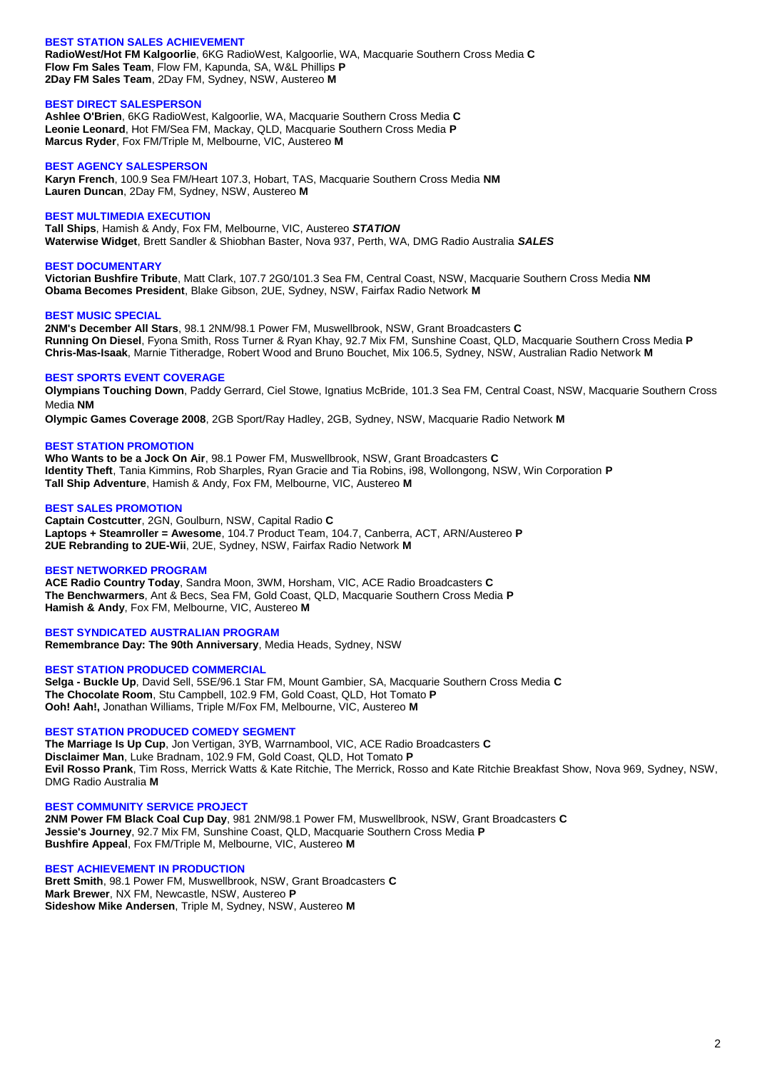### BEST STATION SALES ACHIEVEMENT

**RadioWest/Hot FM Kalgoorlie**, 6KG RadioWest, Kalgoorlie, WA, Macquarie Southern Cross Media **C**
**Flow Fm Sales Team**, Flow FM, Kapunda, SA, W&L Phillips **P**
**2Day FM Sales Team**, 2Day FM, Sydney, NSW, Austereo **M**

### BEST DIRECT SALESPERSON

**Ashlee O'Brien**, 6KG RadioWest, Kalgoorlie, WA, Macquarie Southern Cross Media **C**
**Leonie Leonard**, Hot FM/Sea FM, Mackay, QLD, Macquarie Southern Cross Media **P**
**Marcus Ryder**, Fox FM/Triple M, Melbourne, VIC, Austereo **M**

### BEST AGENCY SALESPERSON

**Karyn French**, 100.9 Sea FM/Heart 107.3, Hobart, TAS, Macquarie Southern Cross Media **NM**
**Lauren Duncan**, 2Day FM, Sydney, NSW, Austereo **M**

### BEST MULTIMEDIA EXECUTION

**Tall Ships**, Hamish & Andy, Fox FM, Melbourne, VIC, Austereo ***STATION***
**Waterwise Widget**, Brett Sandler & Shiobhan Baster, Nova 937, Perth, WA, DMG Radio Australia ***SALES***

### BEST DOCUMENTARY

**Victorian Bushfire Tribute**, Matt Clark, 107.7 2G0/101.3 Sea FM, Central Coast, NSW, Macquarie Southern Cross Media **NM**
**Obama Becomes President**, Blake Gibson, 2UE, Sydney, NSW, Fairfax Radio Network **M**

### BEST MUSIC SPECIAL

**2NM's December All Stars**, 98.1 2NM/98.1 Power FM, Muswellbrook, NSW, Grant Broadcasters **C**
**Running On Diesel**, Fyona Smith, Ross Turner & Ryan Khay, 92.7 Mix FM, Sunshine Coast, QLD, Macquarie Southern Cross Media **P**
**Chris-Mas-Isaak**, Marnie Titheradge, Robert Wood and Bruno Bouchet, Mix 106.5, Sydney, NSW, Australian Radio Network **M**

### BEST SPORTS EVENT COVERAGE

**Olympians Touching Down**, Paddy Gerrard, Ciel Stowe, Ignatius McBride, 101.3 Sea FM, Central Coast, NSW, Macquarie Southern Cross Media **NM**
**Olympic Games Coverage 2008**, 2GB Sport/Ray Hadley, 2GB, Sydney, NSW, Macquarie Radio Network **M**

### BEST STATION PROMOTION

**Who Wants to be a Jock On Air**, 98.1 Power FM, Muswellbrook, NSW, Grant Broadcasters **C**
**Identity Theft**, Tania Kimmins, Rob Sharples, Ryan Gracie and Tia Robins, i98, Wollongong, NSW, Win Corporation **P**
**Tall Ship Adventure**, Hamish & Andy, Fox FM, Melbourne, VIC, Austereo **M**

### BEST SALES PROMOTION

**Captain Costcutter**, 2GN, Goulburn, NSW, Capital Radio **C**
**Laptops + Steamroller = Awesome**, 104.7 Product Team, 104.7, Canberra, ACT, ARN/Austereo **P**
**2UE Rebranding to 2UE-Wii**, 2UE, Sydney, NSW, Fairfax Radio Network **M**

### BEST NETWORKED PROGRAM

**ACE Radio Country Today**, Sandra Moon, 3WM, Horsham, VIC, ACE Radio Broadcasters **C**
**The Benchwarmers**, Ant & Becs, Sea FM, Gold Coast, QLD, Macquarie Southern Cross Media **P**
**Hamish & Andy**, Fox FM, Melbourne, VIC, Austereo **M**

### BEST SYNDICATED AUSTRALIAN PROGRAM

**Remembrance Day: The 90th Anniversary**, Media Heads, Sydney, NSW

### BEST STATION PRODUCED COMMERCIAL

**Selga - Buckle Up**, David Sell, 5SE/96.1 Star FM, Mount Gambier, SA, Macquarie Southern Cross Media **C**
**The Chocolate Room**, Stu Campbell, 102.9 FM, Gold Coast, QLD, Hot Tomato **P**
**Ooh! Aah!,** Jonathan Williams, Triple M/Fox FM, Melbourne, VIC, Austereo **M**

### BEST STATION PRODUCED COMEDY SEGMENT

**The Marriage Is Up Cup**, Jon Vertigan, 3YB, Warrnambool, VIC, ACE Radio Broadcasters **C**
**Disclaimer Man**, Luke Bradnam, 102.9 FM, Gold Coast, QLD, Hot Tomato **P**
**Evil Rosso Prank**, Tim Ross, Merrick Watts & Kate Ritchie, The Merrick, Rosso and Kate Ritchie Breakfast Show, Nova 969, Sydney, NSW, DMG Radio Australia **M**

### BEST COMMUNITY SERVICE PROJECT

**2NM Power FM Black Coal Cup Day**, 981 2NM/98.1 Power FM, Muswellbrook, NSW, Grant Broadcasters **C**
**Jessie's Journey**, 92.7 Mix FM, Sunshine Coast, QLD, Macquarie Southern Cross Media **P**
**Bushfire Appeal**, Fox FM/Triple M, Melbourne, VIC, Austereo **M**

### BEST ACHIEVEMENT IN PRODUCTION

**Brett Smith**, 98.1 Power FM, Muswellbrook, NSW, Grant Broadcasters **C**
**Mark Brewer**, NX FM, Newcastle, NSW, Austereo **P**
**Sideshow Mike Andersen**, Triple M, Sydney, NSW, Austereo **M**